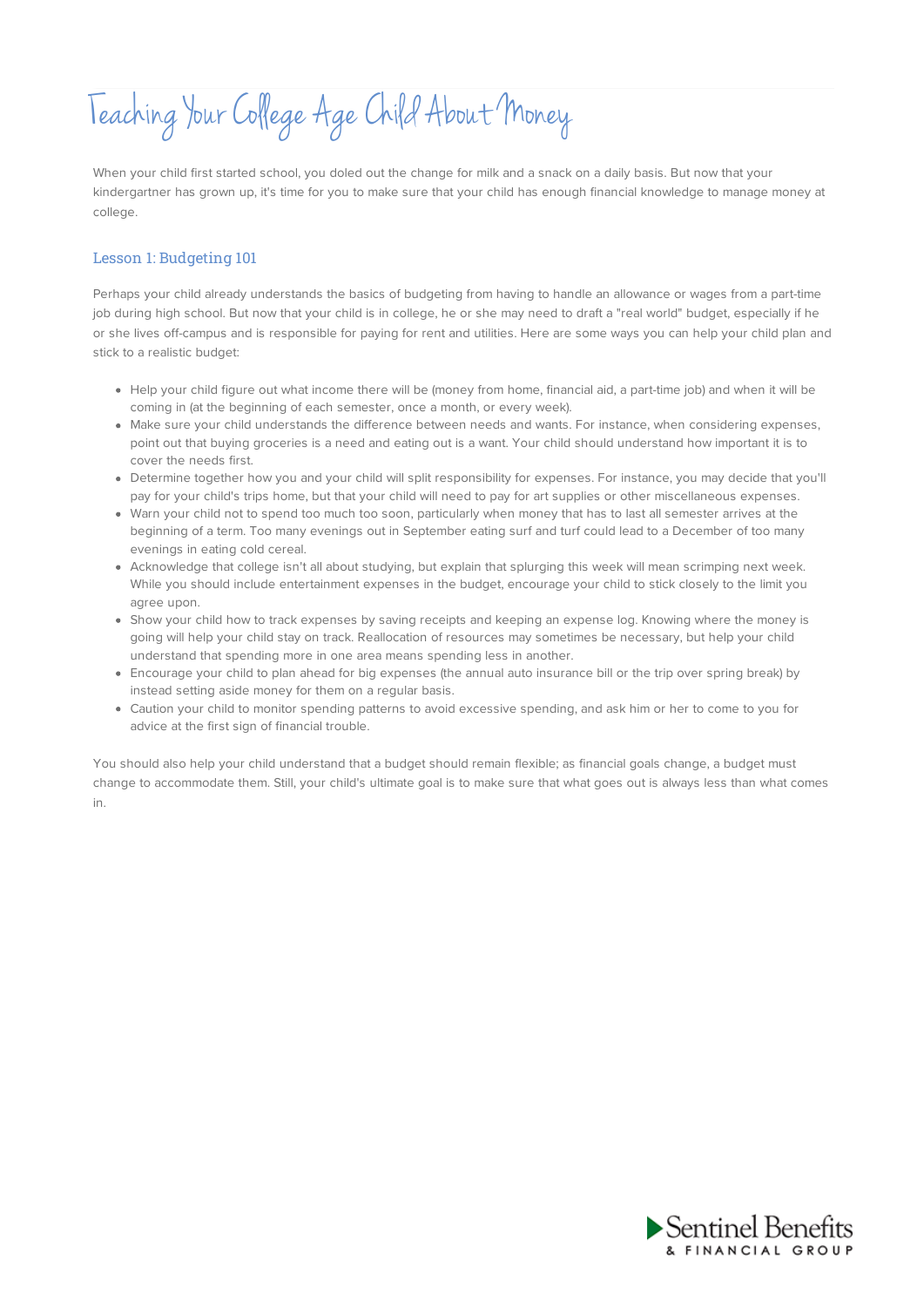# Teaching Your College Age Child About Money

When your child first started school, you doled out the change for milk and a snack on a daily basis. But now that your kindergartner has grown up, it's time for you to make sure that your child has enough financial knowledge to manage money at college.

## Lesson 1: Budgeting 101

Perhaps your child already understands the basics of budgeting from having to handle an allowance or wages from a part-time job during high school. But now that your child is in college, he or she may need to draft a "real world" budget, especially if he or she lives off-campus and is responsible for paying for rent and utilities. Here are some ways you can help your child plan and stick to a realistic budget:

- Help your child figure out what income there will be (money from home, financial aid, a part-time job) and when it will be coming in (at the beginning of each semester, once a month, or every week).
- Make sure your child understands the difference between needs and wants. For instance, when considering expenses, point out that buying groceries is a need and eating out is a want. Your child should understand how important it is to cover the needs first.
- Determine together how you and your child will split responsibility for expenses. For instance, you may decide that you'll pay for your child's trips home, but that your child will need to pay for art supplies or other miscellaneous expenses.
- Warn your child not to spend too much too soon, particularly when money that has to last all semester arrives at the beginning of a term. Too many evenings out in September eating surf and turf could lead to a December of too many evenings in eating cold cereal.
- Acknowledge that college isn't all about studying, but explain that splurging this week will mean scrimping next week. While you should include entertainment expenses in the budget, encourage your child to stick closely to the limit you agree upon.
- Show your child how to track expenses by saving receipts and keeping an expense log. Knowing where the money is going will help your child stay on track. Reallocation of resources may sometimes be necessary, but help your child understand that spending more in one area means spending less in another.
- Encourage your child to plan ahead for big expenses (the annual auto insurance bill or the trip over spring break) by instead setting aside money for them on a regular basis.
- Caution your child to monitor spending patterns to avoid excessive spending, and ask him or her to come to you for advice at the first sign of financial trouble.

You should also help your child understand that a budget should remain flexible; as financial goals change, a budget must change to accommodate them. Still, your child's ultimate goal is to make sure that what goes out is always less than what comes in.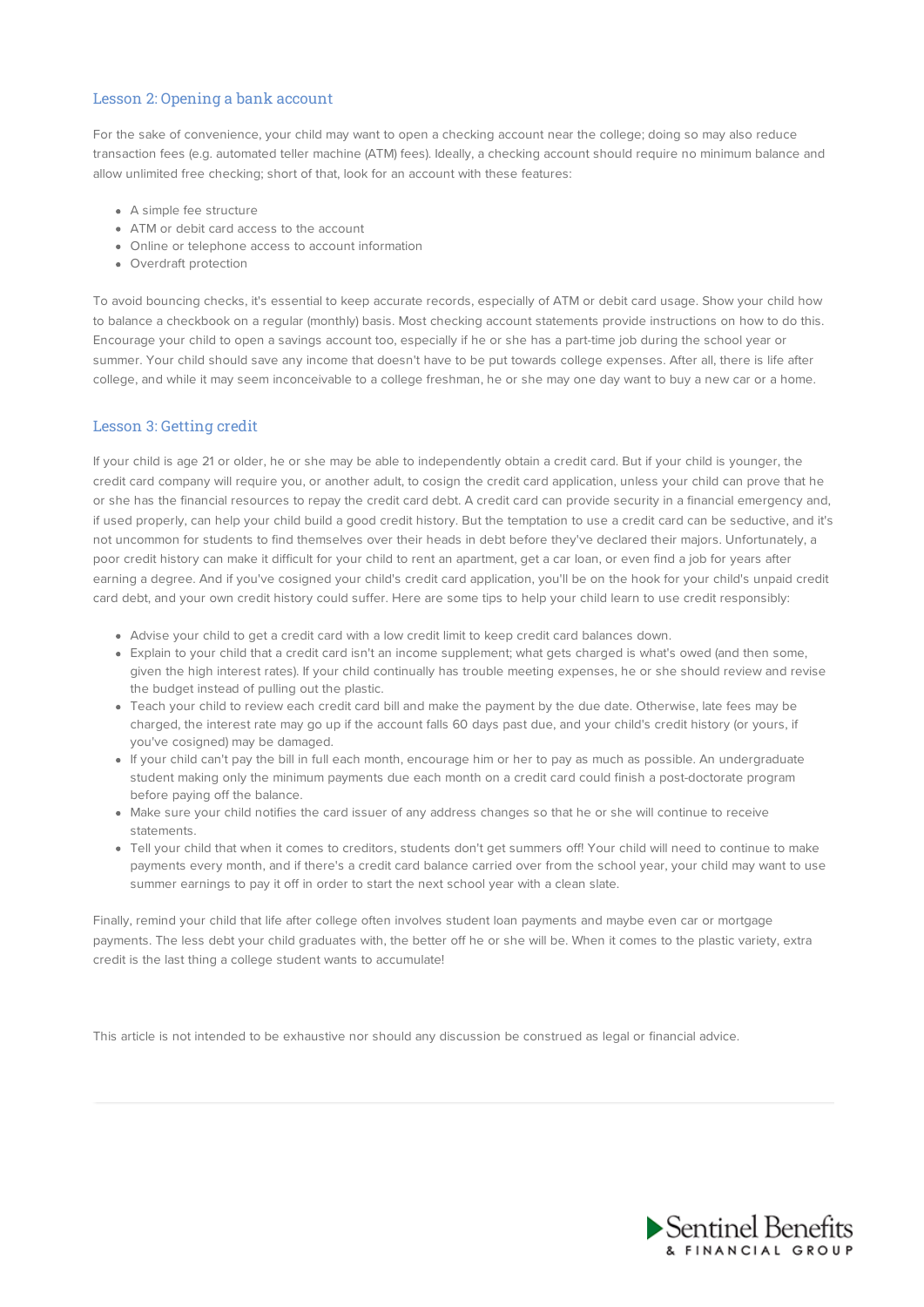## Lesson 2: Opening a bank account

For the sake of convenience, your child may want to open a checking account near the college; doing so may also reduce transaction fees (e.g. automated teller machine (ATM) fees). Ideally, a checking account should require no minimum balance and allow unlimited free checking; short of that, look for an account with these features:

- A simple fee structure
- ATM or debit card access to the account
- Online or telephone access to account information
- Overdraft protection

To avoid bouncing checks, it's essential to keep accurate records, especially of ATM or debit card usage. Show your child how to balance a checkbook on a regular (monthly) basis. Most checking account statements provide instructions on how to do this. Encourage your child to open a savings account too, especially if he or she has a part-time job during the school year or summer. Your child should save any income that doesn't have to be put towards college expenses. After all, there is life after college, and while it may seem inconceivable to a college freshman, he or she may one day want to buy a new car or a home.

## Lesson 3: Getting credit

If your child is age 21 or older, he or she may be able to independently obtain a credit card. But if your child is younger, the credit card company will require you, or another adult, to cosign the credit card application, unless your child can prove that he or she has the financial resources to repay the credit card debt. A credit card can provide security in a financial emergency and, if used properly, can help your child build a good credit history. But the temptation to use a credit card can be seductive, and it's not uncommon for students to find themselves over their heads in debt before they've declared their majors. Unfortunately, a poor credit history can make it difficult for your child to rent an apartment, get a car loan, or even find a job for years after earning a degree. And if you've cosigned your child's credit card application, you'll be on the hook for your child's unpaid credit card debt, and your own credit history could suffer. Here are some tips to help your child learn to use credit responsibly:

- Advise your child to get a credit card with a low credit limit to keep credit card balances down.
- Explain to your child that a credit card isn't an income supplement; what gets charged is what's owed (and then some, given the high interest rates). If your child continually has trouble meeting expenses, he or she should review and revise the budget instead of pulling out the plastic.
- Teach your child to review each credit card bill and make the payment by the due date. Otherwise, late fees may be charged, the interest rate may go up if the account falls 60 days past due, and your child's credit history (or yours, if you've cosigned) may be damaged.
- If your child can't pay the bill in full each month, encourage him or her to pay as much as possible. An undergraduate student making only the minimum payments due each month on a credit card could finish a post-doctorate program before paying off the balance.
- Make sure your child notifies the card issuer of any address changes so that he or she will continue to receive statements.
- Tell your child that when it comes to creditors, students don't get summers off! Your child will need to continue to make payments every month, and if there's a credit card balance carried over from the school year, your child may want to use summer earnings to pay it off in order to start the next school year with a clean slate.

Finally, remind your child that life after college often involves student loan payments and maybe even car or mortgage payments. The less debt your child graduates with, the better off he or she will be. When it comes to the plastic variety, extra credit is the last thing a college student wants to accumulate!

This article is not intended to be exhaustive nor should any discussion be construed as legal or financial advice.

Sentinel Benefits & Financial Group